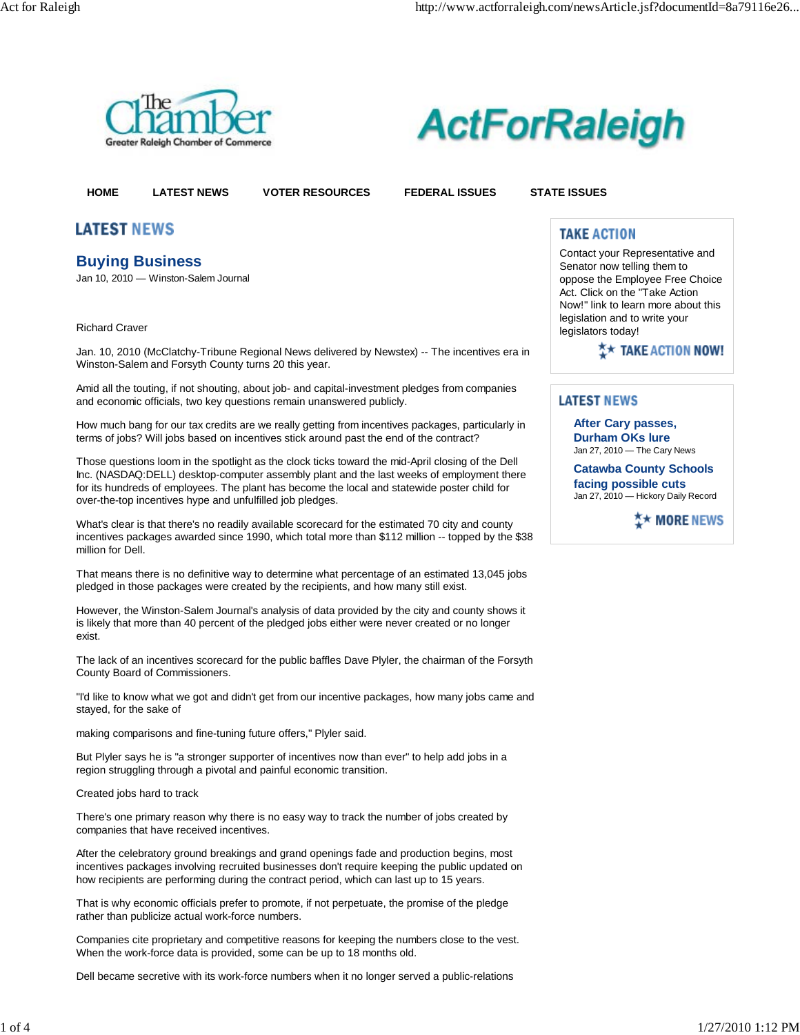HOME    LATEST NEWS    VOTER RESOURCES    FEDERAL ISSUES    STATE ISSUES

## LATEST NEWS

# Buying Business

Jan 10, 2010 — Winston-Salem Journal

Richard Craver

Jan. 10, 2010 (McClatchy-Tribune Regional News delivered by Newstex) -- The incentives era in Winston-Salem and Forsyth County turns 20 this year.

Amid all the touting, if not shouting, about job- and capital-investment pledges from companies and economic officials, two key questions remain unanswered publicly.

How much bang for our tax credits are we really getting from incentives packages, particularly in terms of jobs? Will jobs based on incentives stick around past the end of the contract?

Those questions loom in the spotlight as the clock ticks toward the mid-April closing of the Dell Inc. (NASDAQ:DELL) desktop-computer assembly plant and the last weeks of employment there for its hundreds of employees. The plant has become the local and statewide poster child for over-the-top incentives hype and unfulfilled job pledges.

What's clear is that there's no readily available scorecard for the estimated 70 city and county incentives packages awarded since 1990, which total more than $112 million -- topped by the $38 million for Dell.

That means there is no definitive way to determine what percentage of an estimated 13,045 jobs pledged in those packages were created by the recipients, and how many still exist.

However, the Winston-Salem Journal's analysis of data provided by the city and county shows it is likely that more than 40 percent of the pledged jobs either were never created or no longer exist.

The lack of an incentives scorecard for the public baffles Dave Plyler, the chairman of the Forsyth County Board of Commissioners.

"I'd like to know what we got and didn't get from our incentive packages, how many jobs came and stayed, for the sake of

making comparisons and fine-tuning future offers," Plyler said.

But Plyler says he is "a stronger supporter of incentives now than ever" to help add jobs in a region struggling through a pivotal and painful economic transition.

Created jobs hard to track

There's one primary reason why there is no easy way to track the number of jobs created by companies that have received incentives.

After the celebratory ground breakings and grand openings fade and production begins, most incentives packages involving recruited businesses don't require keeping the public updated on how recipients are performing during the contract period, which can last up to 15 years.

That is why economic officials prefer to promote, if not perpetuate, the promise of the pledge rather than publicize actual work-force numbers.

Companies cite proprietary and competitive reasons for keeping the numbers close to the vest. When the work-force data is provided, some can be up to 18 months old.

Dell became secretive with its work-force numbers when it no longer served a public-relations

## TAKE ACTION

Contact your Representative and Senator now telling them to oppose the Employee Free Choice Act. Click on the "Take Action Now!" link to learn more about this legislation and to write your legislators today!

TAKE ACTION NOW!

## LATEST NEWS

**After Cary passes, Durham OKs lure**
Jan 27, 2010 — The Cary News

**Catawba County Schools facing possible cuts**
Jan 27, 2010 — Hickory Daily Record

MORE NEWS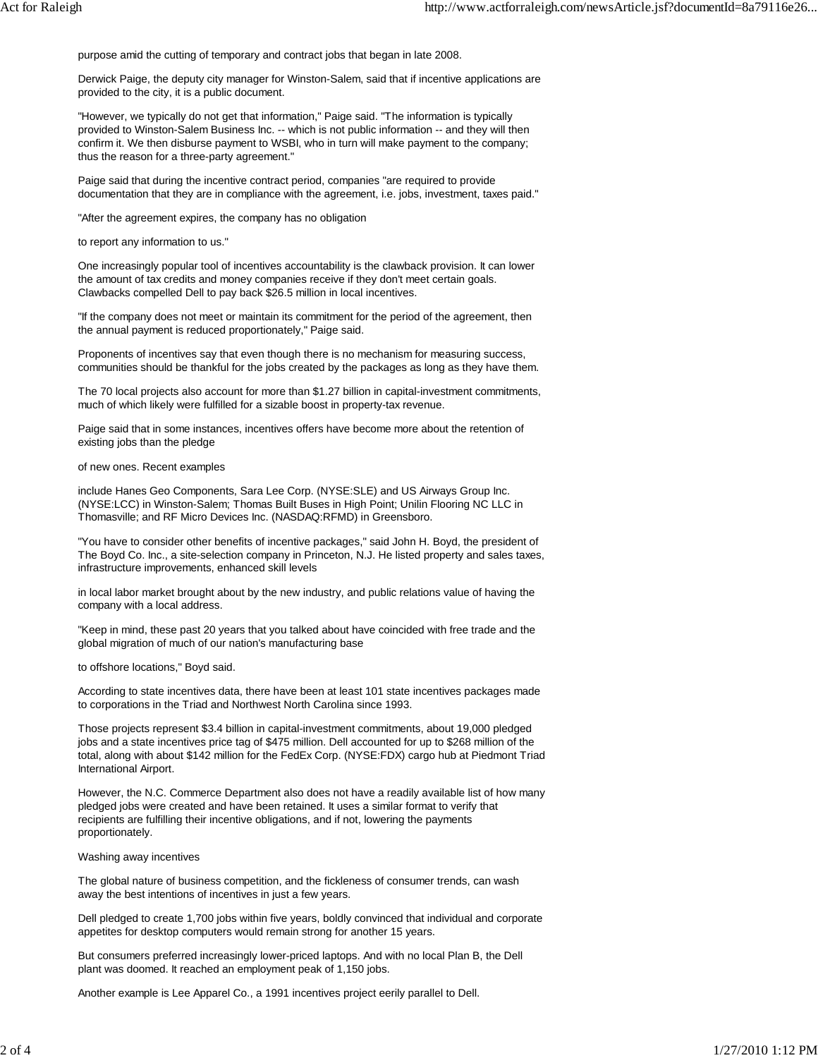purpose amid the cutting of temporary and contract jobs that began in late 2008.

Derwick Paige, the deputy city manager for Winston-Salem, said that if incentive applications are provided to the city, it is a public document.

"However, we typically do not get that information," Paige said. "The information is typically provided to Winston-Salem Business Inc. -- which is not public information -- and they will then confirm it. We then disburse payment to WSBI, who in turn will make payment to the company; thus the reason for a three-party agreement."

Paige said that during the incentive contract period, companies "are required to provide documentation that they are in compliance with the agreement, i.e. jobs, investment, taxes paid."

"After the agreement expires, the company has no obligation to report any information to us."

One increasingly popular tool of incentives accountability is the clawback provision. It can lower the amount of tax credits and money companies receive if they don't meet certain goals. Clawbacks compelled Dell to pay back $26.5 million in local incentives.

"If the company does not meet or maintain its commitment for the period of the agreement, then the annual payment is reduced proportionately," Paige said.

Proponents of incentives say that even though there is no mechanism for measuring success, communities should be thankful for the jobs created by the packages as long as they have them.

The 70 local projects also account for more than $1.27 billion in capital-investment commitments, much of which likely were fulfilled for a sizable boost in property-tax revenue.

Paige said that in some instances, incentives offers have become more about the retention of existing jobs than the pledge of new ones. Recent examples include Hanes Geo Components, Sara Lee Corp. (NYSE:SLE) and US Airways Group Inc. (NYSE:LCC) in Winston-Salem; Thomas Built Buses in High Point; Unilin Flooring NC LLC in Thomasville; and RF Micro Devices Inc. (NASDAQ:RFMD) in Greensboro.

"You have to consider other benefits of incentive packages," said John H. Boyd, the president of The Boyd Co. Inc., a site-selection company in Princeton, N.J. He listed property and sales taxes, infrastructure improvements, enhanced skill levels in local labor market brought about by the new industry, and public relations value of having the company with a local address.

"Keep in mind, these past 20 years that you talked about have coincided with free trade and the global migration of much of our nation's manufacturing base to offshore locations," Boyd said.

According to state incentives data, there have been at least 101 state incentives packages made to corporations in the Triad and Northwest North Carolina since 1993.

Those projects represent $3.4 billion in capital-investment commitments, about 19,000 pledged jobs and a state incentives price tag of $475 million. Dell accounted for up to $268 million of the total, along with about $142 million for the FedEx Corp. (NYSE:FDX) cargo hub at Piedmont Triad International Airport.

However, the N.C. Commerce Department also does not have a readily available list of how many pledged jobs were created and have been retained. It uses a similar format to verify that recipients are fulfilling their incentive obligations, and if not, lowering the payments proportionately.

## Washing away incentives

The global nature of business competition, and the fickleness of consumer trends, can wash away the best intentions of incentives in just a few years.

Dell pledged to create 1,700 jobs within five years, boldly convinced that individual and corporate appetites for desktop computers would remain strong for another 15 years.

But consumers preferred increasingly lower-priced laptops. And with no local Plan B, the Dell plant was doomed. It reached an employment peak of 1,150 jobs.

Another example is Lee Apparel Co., a 1991 incentives project eerily parallel to Dell.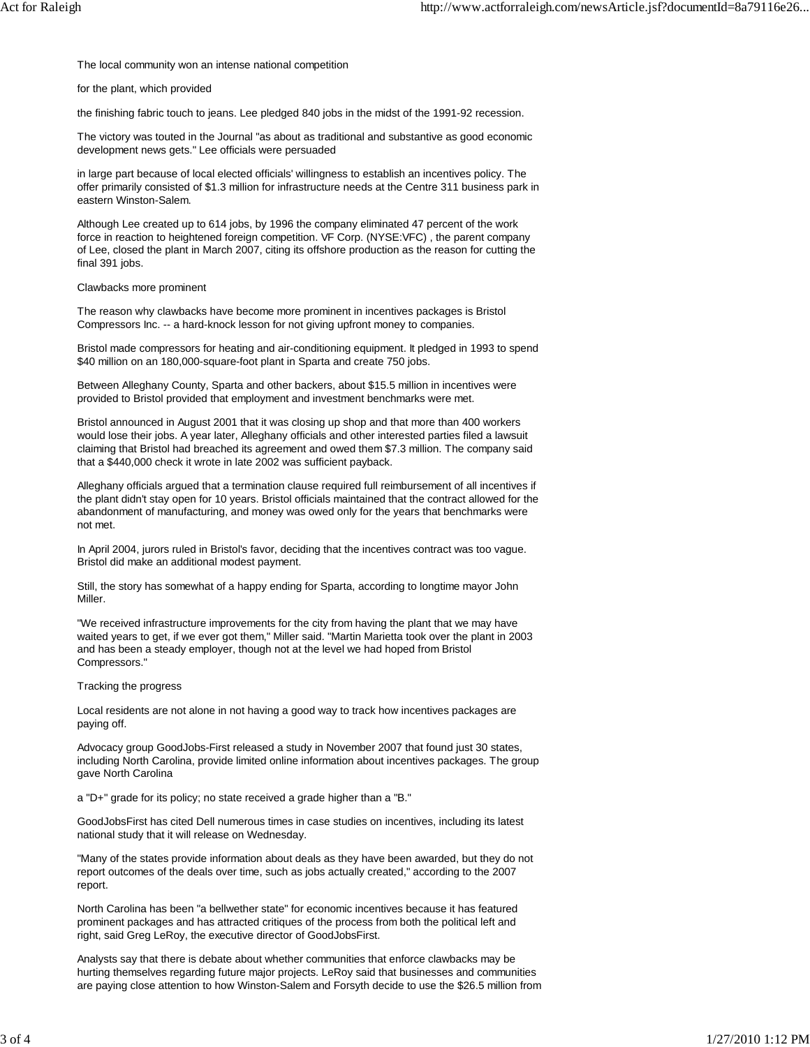The local community won an intense national competition

for the plant, which provided

the finishing fabric touch to jeans. Lee pledged 840 jobs in the midst of the 1991-92 recession.

The victory was touted in the Journal "as about as traditional and substantive as good economic development news gets." Lee officials were persuaded

in large part because of local elected officials' willingness to establish an incentives policy. The offer primarily consisted of $1.3 million for infrastructure needs at the Centre 311 business park in eastern Winston-Salem.

Although Lee created up to 614 jobs, by 1996 the company eliminated 47 percent of the work force in reaction to heightened foreign competition. VF Corp. (NYSE:VFC) , the parent company of Lee, closed the plant in March 2007, citing its offshore production as the reason for cutting the final 391 jobs.

## Clawbacks more prominent

The reason why clawbacks have become more prominent in incentives packages is Bristol Compressors Inc. -- a hard-knock lesson for not giving upfront money to companies.

Bristol made compressors for heating and air-conditioning equipment. It pledged in 1993 to spend $40 million on an 180,000-square-foot plant in Sparta and create 750 jobs.

Between Alleghany County, Sparta and other backers, about $15.5 million in incentives were provided to Bristol provided that employment and investment benchmarks were met.

Bristol announced in August 2001 that it was closing up shop and that more than 400 workers would lose their jobs. A year later, Alleghany officials and other interested parties filed a lawsuit claiming that Bristol had breached its agreement and owed them $7.3 million. The company said that a $440,000 check it wrote in late 2002 was sufficient payback.

Alleghany officials argued that a termination clause required full reimbursement of all incentives if the plant didn't stay open for 10 years. Bristol officials maintained that the contract allowed for the abandonment of manufacturing, and money was owed only for the years that benchmarks were not met.

In April 2004, jurors ruled in Bristol's favor, deciding that the incentives contract was too vague. Bristol did make an additional modest payment.

Still, the story has somewhat of a happy ending for Sparta, according to longtime mayor John Miller.

"We received infrastructure improvements for the city from having the plant that we may have waited years to get, if we ever got them," Miller said. "Martin Marietta took over the plant in 2003 and has been a steady employer, though not at the level we had hoped from Bristol Compressors."

## Tracking the progress

Local residents are not alone in not having a good way to track how incentives packages are paying off.

Advocacy group GoodJobs-First released a study in November 2007 that found just 30 states, including North Carolina, provide limited online information about incentives packages. The group gave North Carolina

a "D+" grade for its policy; no state received a grade higher than a "B."

GoodJobsFirst has cited Dell numerous times in case studies on incentives, including its latest national study that it will release on Wednesday.

"Many of the states provide information about deals as they have been awarded, but they do not report outcomes of the deals over time, such as jobs actually created," according to the 2007 report.

North Carolina has been "a bellwether state" for economic incentives because it has featured prominent packages and has attracted critiques of the process from both the political left and right, said Greg LeRoy, the executive director of GoodJobsFirst.

Analysts say that there is debate about whether communities that enforce clawbacks may be hurting themselves regarding future major projects. LeRoy said that businesses and communities are paying close attention to how Winston-Salem and Forsyth decide to use the $26.5 million from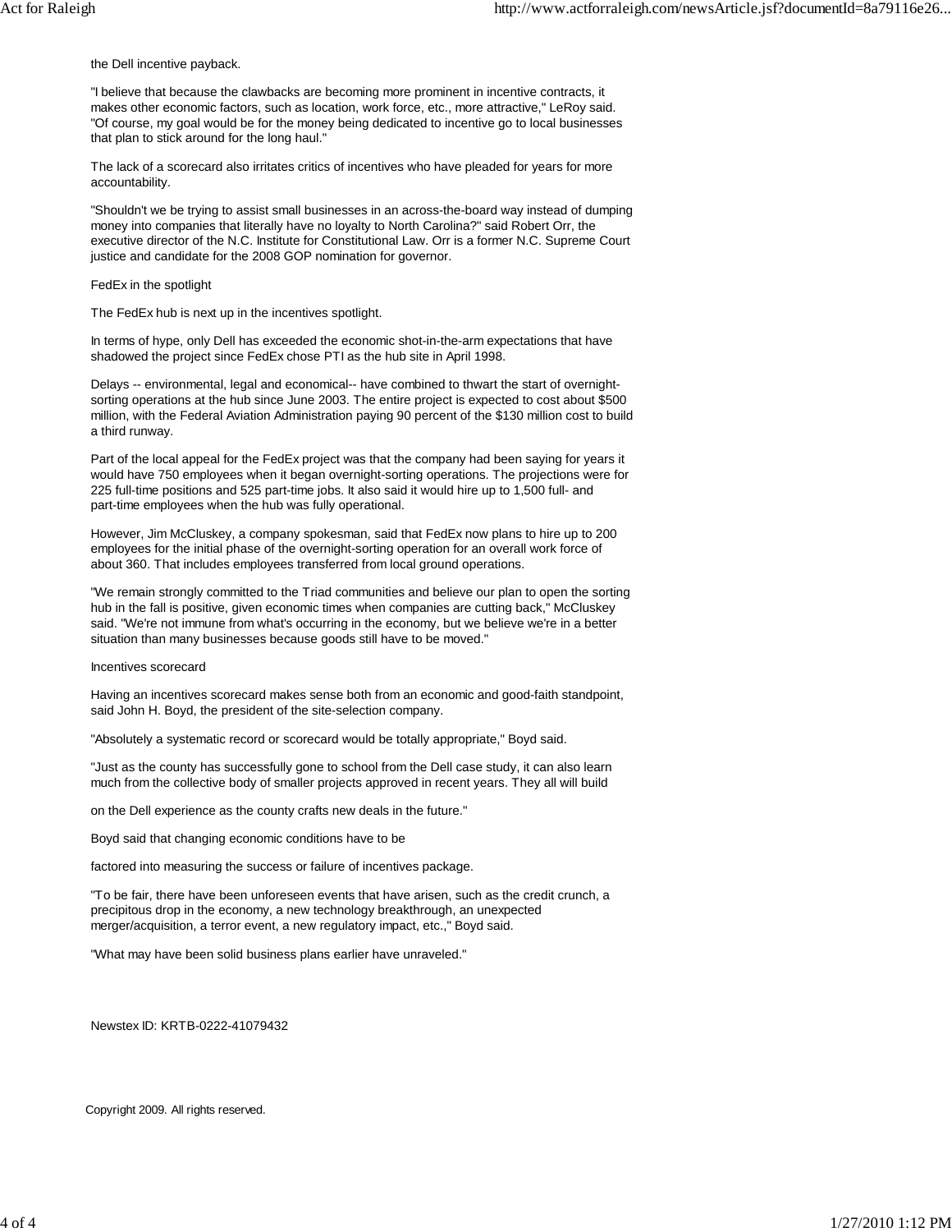the Dell incentive payback.

"I believe that because the clawbacks are becoming more prominent in incentive contracts, it makes other economic factors, such as location, work force, etc., more attractive," LeRoy said. "Of course, my goal would be for the money being dedicated to incentive go to local businesses that plan to stick around for the long haul."

The lack of a scorecard also irritates critics of incentives who have pleaded for years for more accountability.

"Shouldn't we be trying to assist small businesses in an across-the-board way instead of dumping money into companies that literally have no loyalty to North Carolina?" said Robert Orr, the executive director of the N.C. Institute for Constitutional Law. Orr is a former N.C. Supreme Court justice and candidate for the 2008 GOP nomination for governor.

## FedEx in the spotlight

The FedEx hub is next up in the incentives spotlight.

In terms of hype, only Dell has exceeded the economic shot-in-the-arm expectations that have shadowed the project since FedEx chose PTI as the hub site in April 1998.

Delays -- environmental, legal and economical-- have combined to thwart the start of overnight-sorting operations at the hub since June 2003. The entire project is expected to cost about $500 million, with the Federal Aviation Administration paying 90 percent of the $130 million cost to build a third runway.

Part of the local appeal for the FedEx project was that the company had been saying for years it would have 750 employees when it began overnight-sorting operations. The projections were for 225 full-time positions and 525 part-time jobs. It also said it would hire up to 1,500 full- and part-time employees when the hub was fully operational.

However, Jim McCluskey, a company spokesman, said that FedEx now plans to hire up to 200 employees for the initial phase of the overnight-sorting operation for an overall work force of about 360. That includes employees transferred from local ground operations.

"We remain strongly committed to the Triad communities and believe our plan to open the sorting hub in the fall is positive, given economic times when companies are cutting back," McCluskey said. "We're not immune from what's occurring in the economy, but we believe we're in a better situation than many businesses because goods still have to be moved."

## Incentives scorecard

Having an incentives scorecard makes sense both from an economic and good-faith standpoint, said John H. Boyd, the president of the site-selection company.

"Absolutely a systematic record or scorecard would be totally appropriate," Boyd said.

"Just as the county has successfully gone to school from the Dell case study, it can also learn much from the collective body of smaller projects approved in recent years. They all will build on the Dell experience as the county crafts new deals in the future."

Boyd said that changing economic conditions have to be factored into measuring the success or failure of incentives package.

"To be fair, there have been unforeseen events that have arisen, such as the credit crunch, a precipitous drop in the economy, a new technology breakthrough, an unexpected merger/acquisition, a terror event, a new regulatory impact, etc.," Boyd said.

"What may have been solid business plans earlier have unraveled."

Newstex ID: KRTB-0222-41079432

Copyright 2009. All rights reserved.